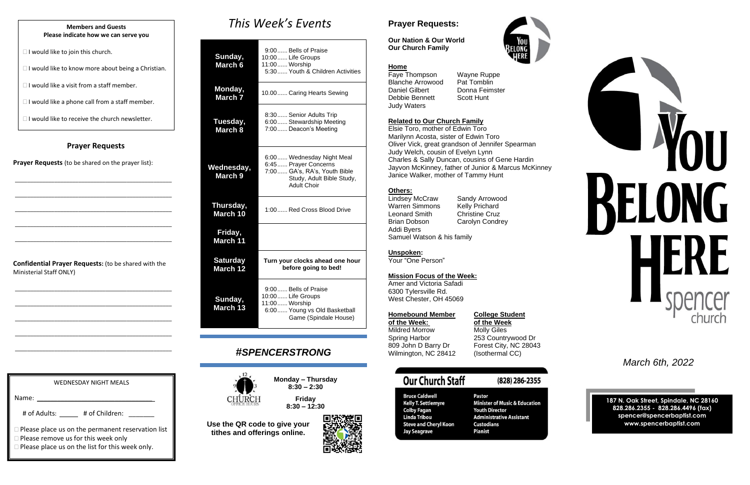**Members and Guests**
**Please indicate how we can serve you**

- ☐ I would like to join this church.
- ☐ I would like to know more about being a Christian.
- ☐ I would like a visit from a staff member.
- ☐ I would like a phone call from a staff member.
- ☐ I would like to receive the church newsletter.

## Prayer Requests

**Prayer Requests** (to be shared on the prayer list):

_____________________________________________

_____________________________________________

_____________________________________________

_____________________________________________

_____________________________________________

**Confidential Prayer Requests:** (to be shared with the Ministerial Staff ONLY)

_____________________________________________

_____________________________________________

_____________________________________________

_____________________________________________

_____________________________________________

WEDNESDAY NIGHT MEALS

Name: ________________________________

# of Adults: _____ # of Children: _______

- ☐ Please place us on the permanent reservation list
- ☐ Please remove us for this week only
- ☐ Please place us on the list for this week only.

# *This Week's Events*

| Day | Events |
|---|---|
| **Sunday, March 6** | 9:00...... Bells of Praise<br>10:00...... Life Groups<br>11:00...... Worship<br>5:30...... Youth & Children Activities |
| **Monday, March 7** | 10.00...... Caring Hearts Sewing |
| **Tuesday, March 8** | 8:30...... Senior Adults Trip<br>6:00...... Stewardship Meeting<br>7:00...... Deacon's Meeting |
| **Wednesday, March 9** | 6:00...... Wednesday Night Meal<br>6:45...... Prayer Concerns<br>7:00...... GA's, RA's, Youth Bible Study, Adult Bible Study, Adult Choir |
| **Thursday, March 10** | 1:00...... Red Cross Blood Drive |
| **Friday, March 11** | |
| **Saturday March 12** | **Turn your clocks ahead one hour before going to bed!** |
| **Sunday, March 13** | 9:00...... Bells of Praise<br>10:00...... Life Groups<br>11:00...... Worship<br>6:00...... Young vs Old Basketball Game (Spindale House) |

## *#SPENCERSTRONG*

CHURCH OFFICE HOURS

**Monday – Thursday**
**8:30 – 2:30**

**Friday**
**8:30 – 12:30**

**Use the QR code to give your tithes and offerings online.**

## Prayer Requests:

**Our Nation & Our World**
**Our Church Family**

**Home**

Faye Thompson
Blanche Arrowood
Daniel Gilbert
Debbie Bennett
Judy Waters
Wayne Ruppe
Pat Tomblin
Donna Feimster
Scott Hunt

**Related to Our Church Family**

Elsie Toro, mother of Edwin Toro
Marilynn Acosta, sister of Edwin Toro
Oliver Vick, great grandson of Jennifer Spearman
Judy Welch, cousin of Evelyn Lynn
Charles & Sally Duncan, cousins of Gene Hardin
Jayvon McKinney, father of Junior & Marcus McKinney
Janice Walker, mother of Tammy Hunt

**Others:**

Lindsey McCraw
Warren Simmons
Leonard Smith
Brian Dobson
Addi Byers
Sandy Arrowood
Kelly Prichard
Christine Cruz
Carolyn Condrey
Samuel Watson & his family

**Unspoken:**
Your "One Person"

**Mission Focus of the Week:**
Amer and Victoria Safadi
6300 Tylersville Rd.
West Chester, OH 45069

**Homebound Member of the Week:**
Mildred Morrow
Spring Harbor
809 John D Barry Dr
Wilmington, NC 28412

**College Student of the Week**
Molly Giles
253 Countrywood Dr
Forest City, NC 28043
(Isothermal CC)

## Our Church Staff (828) 286-2355

| Name | Role |
|---|---|
| Bruce Caldwell | Pastor |
| Kelly T. Settlemyre | Minister of Music & Education |
| Colby Fagan | Youth Director |
| Linda Tribou | Administrative Assistant |
| Steve and Cheryl Koon | Custodians |
| Jay Seagrave | Pianist |

# YOU BELONG HERE

spencer church

*March 6th, 2022*

**187 N. Oak Street, Spindale, NC 28160**
**828.286.2355 - 828.286.4496 (fax)**
**spencer@spencerbaptist.com**
**www.spencerbaptist.com**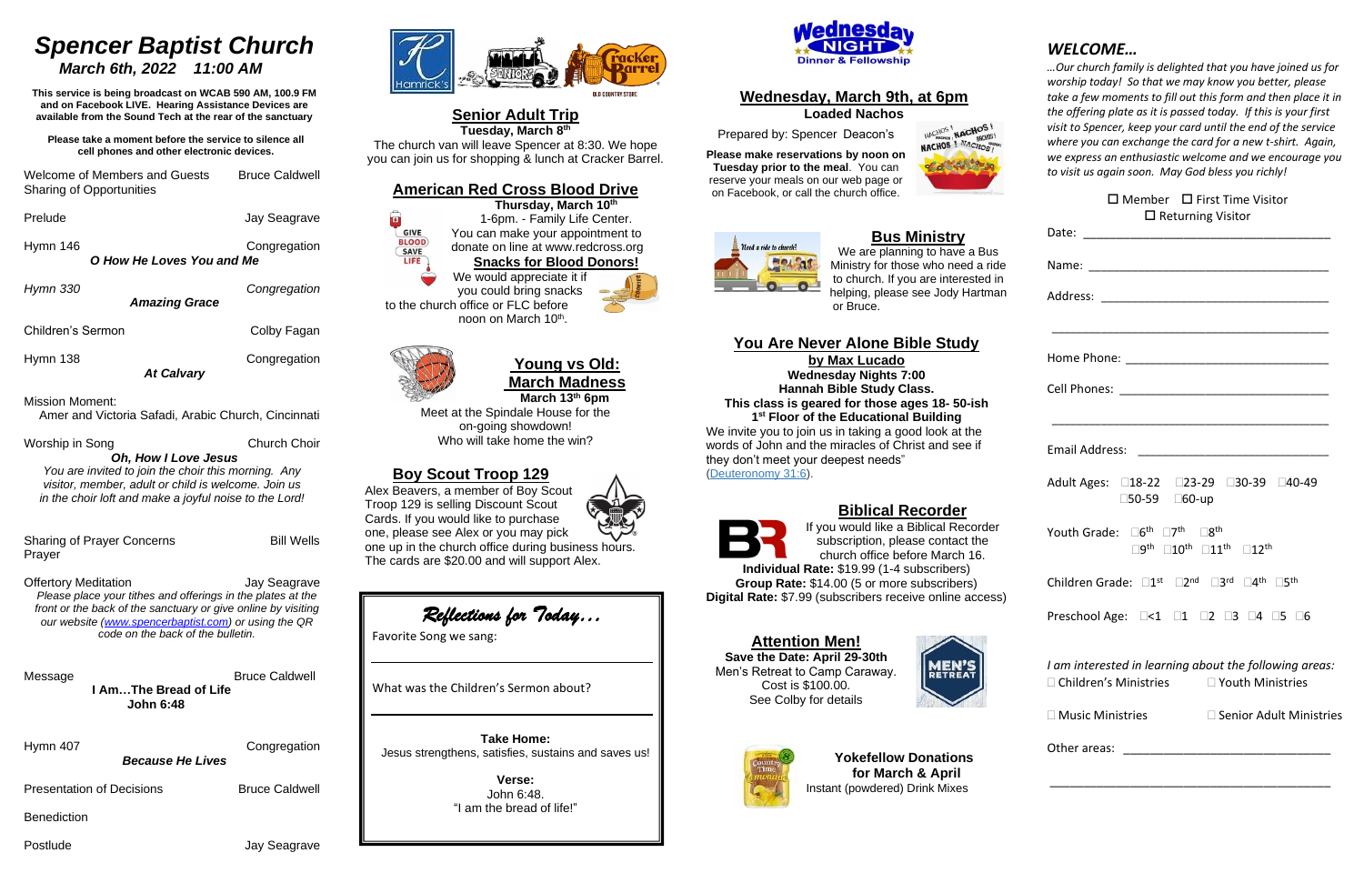# Spencer Baptist Church

## March 6th, 2022 11:00 AM

**This service is being broadcast on WCAB 590 AM, 100.9 FM and on Facebook LIVE. Hearing Assistance Devices are available from the Sound Tech at the rear of the sanctuary**

**Please take a moment before the service to silence all cell phones and other electronic devices.**

Welcome of Members and Guests — Bruce Caldwell
Sharing of Opportunities

Prelude — Jay Seagrave

Hymn 146 — Congregation
***O How He Loves You and Me***

*Hymn 330* — *Congregation*
***Amazing Grace***

Children's Sermon — Colby Fagan

Hymn 138 — Congregation
***At Calvary***

Mission Moment:
Amer and Victoria Safadi, Arabic Church, Cincinnati

Worship in Song — Church Choir
***Oh, How I Love Jesus***
*You are invited to join the choir this morning. Any visitor, member, adult or child is welcome. Join us in the choir loft and make a joyful noise to the Lord!*

Sharing of Prayer Concerns — Bill Wells
Prayer

Offertory Meditation — Jay Seagrave
*Please place your tithes and offerings in the plates at the front or the back of the sanctuary or give online by visiting our website (www.spencerbaptist.com) or using the QR code on the back of the bulletin.*

Message — Bruce Caldwell
**I Am…The Bread of Life**
**John 6:48**

Hymn 407 — Congregation
***Because He Lives***

Presentation of Decisions — Bruce Caldwell

Benediction

Postlude — Jay Seagrave

## Senior Adult Trip

**Tuesday, March 8th**

The church van will leave Spencer at 8:30. We hope you can join us for shopping & lunch at Cracker Barrel.

## American Red Cross Blood Drive

**Thursday, March 10th**

1-6pm. - Family Life Center. You can make your appointment to donate on line at www.redcross.org

**Snacks for Blood Donors!**

We would appreciate it if you could bring snacks to the church office or FLC before noon on March 10th.

## Young vs Old: March Madness

**March 13th 6pm**

Meet at the Spindale House for the on-going showdown! Who will take home the win?

## Boy Scout Troop 129

Alex Beavers, a member of Boy Scout Troop 129 is selling Discount Scout Cards. If you would like to purchase one, please see Alex or you may pick one up in the church office during business hours. The cards are $20.00 and will support Alex.

## *Reflections for Today…*

Favorite Song we sang:

\_\_\_\_\_\_\_\_\_\_\_\_\_\_\_\_\_\_\_\_\_\_\_\_\_\_\_\_

What was the Children's Sermon about?

\_\_\_\_\_\_\_\_\_\_\_\_\_\_\_\_\_\_\_\_\_\_\_\_\_\_\_\_

**Take Home:**
Jesus strengthens, satisfies, sustains and saves us!

**Verse:**
John 6:48.
"I am the bread of life!"

## Wednesday Night Dinner & Fellowship

## Wednesday, March 9th, at 6pm

**Loaded Nachos**

Prepared by: Spencer Deacon's

**Please make reservations by noon on Tuesday prior to the meal**. You can reserve your meals on our web page or on Facebook, or call the church office.

## Bus Ministry

We are planning to have a Bus Ministry for those who need a ride to church. If you are interested in helping, please see Jody Hartman or Bruce.

## You Are Never Alone Bible Study

**by Max Lucado**
**Wednesday Nights 7:00**
**Hannah Bible Study Class.**
**This class is geared for those ages 18- 50-ish**
**1st Floor of the Educational Building**

We invite you to join us in taking a good look at the words of John and the miracles of Christ and see if they don't meet your deepest needs" (Deuteronomy 31:6).

## Biblical Recorder

If you would like a Biblical Recorder subscription, please contact the church office before March 16.

**Individual Rate:** $19.99 (1-4 subscribers)
**Group Rate:** $14.00 (5 or more subscribers)
**Digital Rate:** $7.99 (subscribers receive online access)

## Attention Men!

**Save the Date: April 29-30th**
Men's Retreat to Camp Caraway.
Cost is $100.00.
See Colby for details

**Yokefellow Donations for March & April**
Instant (powdered) Drink Mixes

## WELCOME…

*…Our church family is delighted that you have joined us for worship today! So that we may know you better, please take a few moments to fill out this form and then place it in the offering plate as it is passed today. If this is your first visit to Spencer, keep your card until the end of the service where you can exchange the card for a new t-shirt. Again, we express an enthusiastic welcome and we encourage you to visit us again soon. May God bless you richly!*

☐ Member ☐ First Time Visitor
☐ Returning Visitor

Date: \_\_\_\_\_\_\_\_\_\_\_\_\_\_\_\_\_\_\_\_\_\_\_\_

Name: \_\_\_\_\_\_\_\_\_\_\_\_\_\_\_\_\_\_\_\_\_\_\_\_

Address: \_\_\_\_\_\_\_\_\_\_\_\_\_\_\_\_\_\_\_\_\_\_\_\_

\_\_\_\_\_\_\_\_\_\_\_\_\_\_\_\_\_\_\_\_\_\_\_\_

Home Phone: \_\_\_\_\_\_\_\_\_\_\_\_\_\_\_\_\_\_\_\_\_\_\_\_

Cell Phones: \_\_\_\_\_\_\_\_\_\_\_\_\_\_\_\_\_\_\_\_\_\_\_\_

\_\_\_\_\_\_\_\_\_\_\_\_\_\_\_\_\_\_\_\_\_\_\_\_

Email Address: \_\_\_\_\_\_\_\_\_\_\_\_\_\_\_\_\_\_\_\_\_\_\_\_

Adult Ages: ☐18-22 ☐23-29 ☐30-39 ☐40-49 ☐50-59 ☐60-up

Youth Grade: ☐6th ☐7th ☐8th ☐9th ☐10th ☐11th ☐12th

Children Grade: ☐1st ☐2nd ☐3rd ☐4th ☐5th

Preschool Age: ☐<1 ☐1 ☐2 ☐3 ☐4 ☐5 ☐6

*I am interested in learning about the following areas:*

☐ Children's Ministries ☐ Youth Ministries

☐ Music Ministries ☐ Senior Adult Ministries

Other areas: \_\_\_\_\_\_\_\_\_\_\_\_\_\_\_\_\_\_\_\_\_\_\_\_

\_\_\_\_\_\_\_\_\_\_\_\_\_\_\_\_\_\_\_\_\_\_\_\_